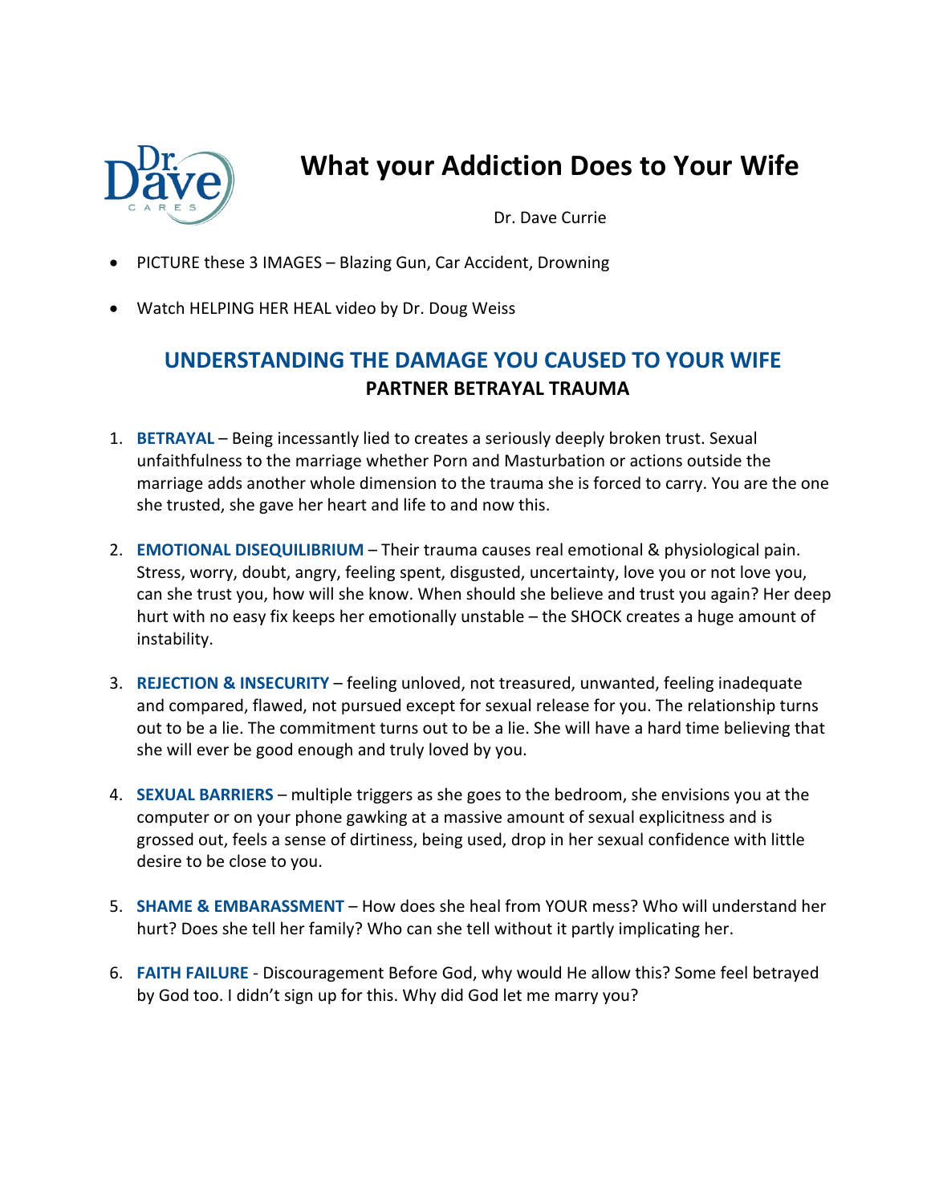# What your Addiction Does to Your Wife

Dr. Dave Currie

- PICTURE these 3 IMAGES – Blazing Gun, Car Accident, Drowning
- Watch HELPING HER HEAL video by Dr. Doug Weiss

## UNDERSTANDING THE DAMAGE YOU CAUSED TO YOUR WIFE

### PARTNER BETRAYAL TRAUMA

1. **BETRAYAL** – Being incessantly lied to creates a seriously deeply broken trust. Sexual unfaithfulness to the marriage whether Porn and Masturbation or actions outside the marriage adds another whole dimension to the trauma she is forced to carry. You are the one she trusted, she gave her heart and life to and now this.

2. **EMOTIONAL DISEQUILIBRIUM** – Their trauma causes real emotional & physiological pain. Stress, worry, doubt, angry, feeling spent, disgusted, uncertainty, love you or not love you, can she trust you, how will she know. When should she believe and trust you again? Her deep hurt with no easy fix keeps her emotionally unstable – the SHOCK creates a huge amount of instability.

3. **REJECTION & INSECURITY** – feeling unloved, not treasured, unwanted, feeling inadequate and compared, flawed, not pursued except for sexual release for you. The relationship turns out to be a lie. The commitment turns out to be a lie. She will have a hard time believing that she will ever be good enough and truly loved by you.

4. **SEXUAL BARRIERS** – multiple triggers as she goes to the bedroom, she envisions you at the computer or on your phone gawking at a massive amount of sexual explicitness and is grossed out, feels a sense of dirtiness, being used, drop in her sexual confidence with little desire to be close to you.

5. **SHAME & EMBARASSMENT** – How does she heal from YOUR mess? Who will understand her hurt? Does she tell her family? Who can she tell without it partly implicating her.

6. **FAITH FAILURE** - Discouragement Before God, why would He allow this? Some feel betrayed by God too. I didn't sign up for this. Why did God let me marry you?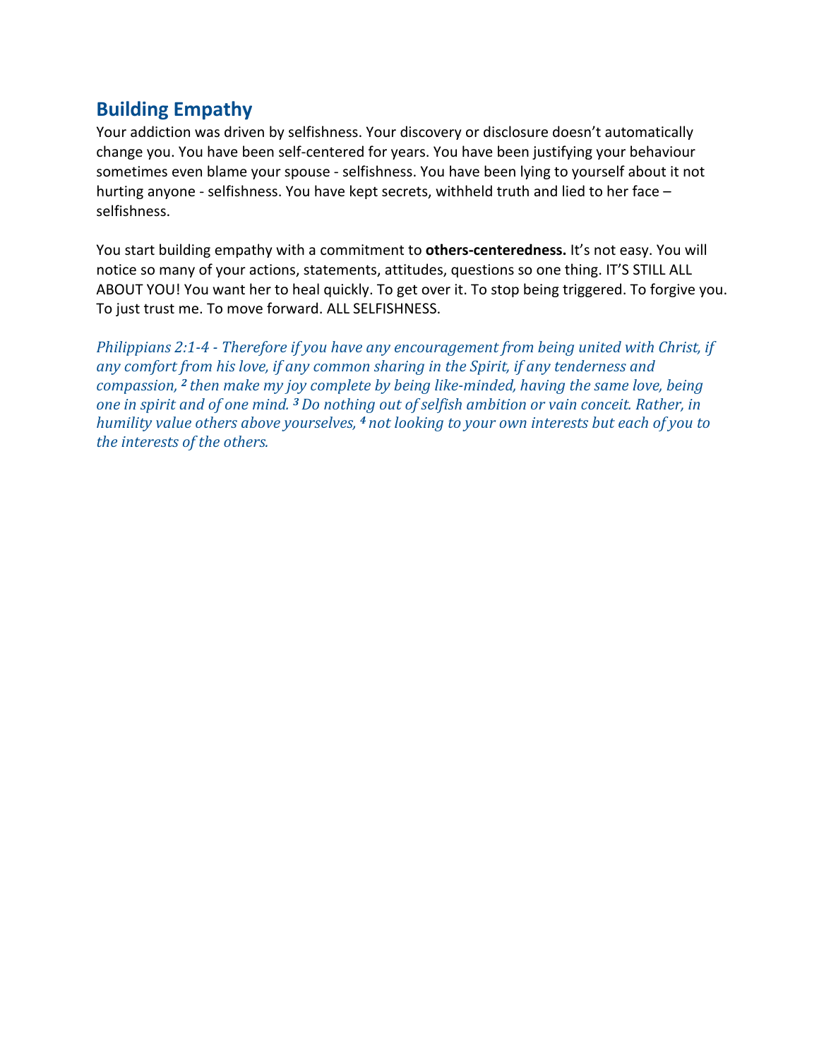## Building Empathy

Your addiction was driven by selfishness. Your discovery or disclosure doesn't automatically change you. You have been self-centered for years. You have been justifying your behaviour sometimes even blame your spouse - selfishness. You have been lying to yourself about it not hurting anyone - selfishness. You have kept secrets, withheld truth and lied to her face – selfishness.

You start building empathy with a commitment to **others-centeredness.** It's not easy. You will notice so many of your actions, statements, attitudes, questions so one thing. IT'S STILL ALL ABOUT YOU! You want her to heal quickly. To get over it. To stop being triggered. To forgive you. To just trust me. To move forward. ALL SELFISHNESS.

*Philippians 2:1-4 - Therefore if you have any encouragement from being united with Christ, if any comfort from his love, if any common sharing in the Spirit, if any tenderness and compassion, [2] then make my joy complete by being like-minded, having the same love, being one in spirit and of one mind. [3] Do nothing out of selfish ambition or vain conceit. Rather, in humility value others above yourselves, [4] not looking to your own interests but each of you to the interests of the others.*